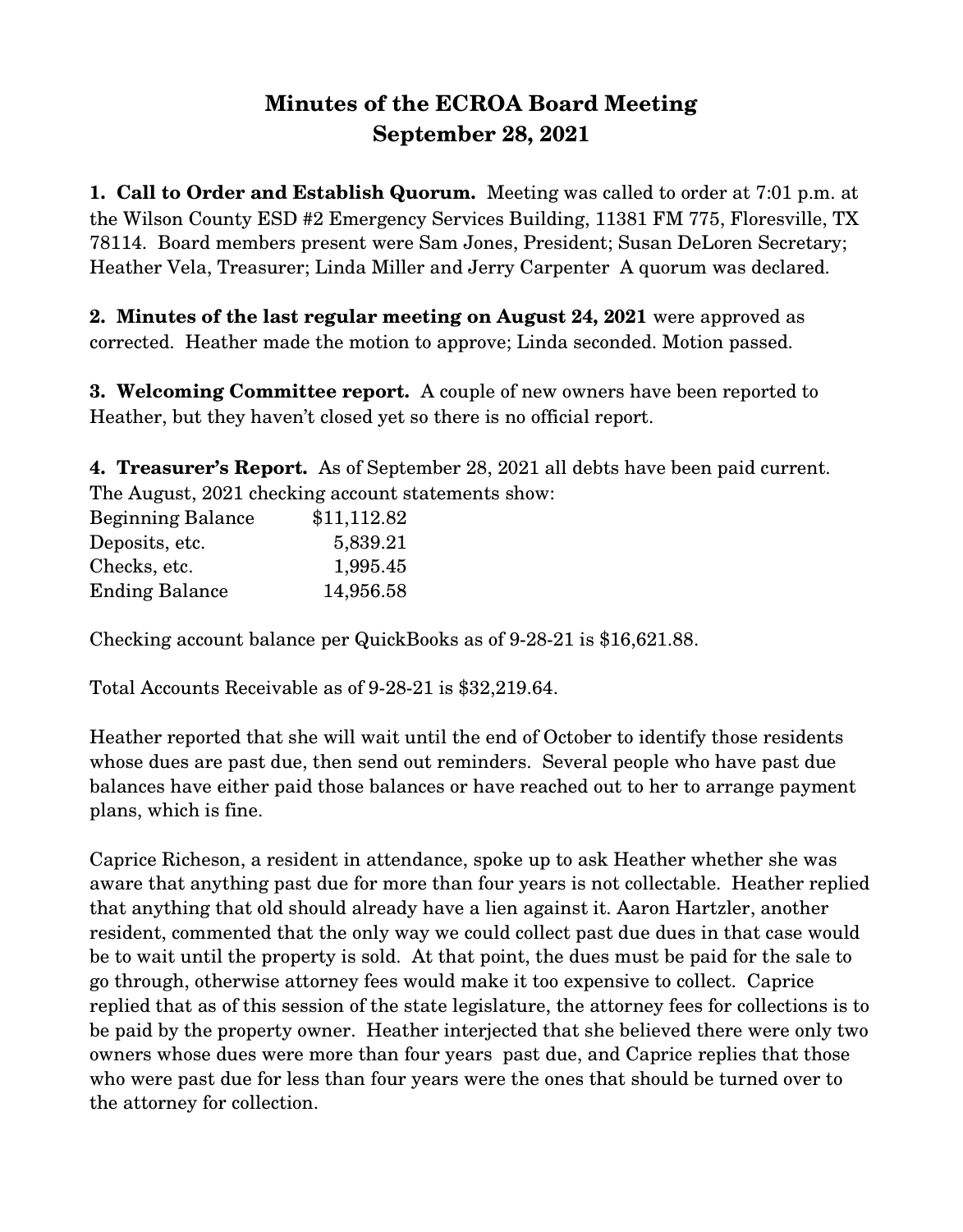# Minutes of the ECROA Board Meeting
## September 28, 2021

**1. Call to Order and Establish Quorum.** Meeting was called to order at 7:01 p.m. at the Wilson County ESD #2 Emergency Services Building, 11381 FM 775, Floresville, TX 78114. Board members present were Sam Jones, President; Susan DeLoren Secretary; Heather Vela, Treasurer; Linda Miller and Jerry Carpenter A quorum was declared.

**2. Minutes of the last regular meeting on August 24, 2021** were approved as corrected. Heather made the motion to approve; Linda seconded. Motion passed.

**3. Welcoming Committee report.** A couple of new owners have been reported to Heather, but they haven't closed yet so there is no official report.

**4. Treasurer's Report.** As of September 28, 2021 all debts have been paid current. The August, 2021 checking account statements show:

| | |
|---|---|
| Beginning Balance | $11,112.82 |
| Deposits, etc. | 5,839.21 |
| Checks, etc. | 1,995.45 |
| Ending Balance | 14,956.58 |

Checking account balance per QuickBooks as of 9-28-21 is $16,621.88.

Total Accounts Receivable as of 9-28-21 is $32,219.64.

Heather reported that she will wait until the end of October to identify those residents whose dues are past due, then send out reminders. Several people who have past due balances have either paid those balances or have reached out to her to arrange payment plans, which is fine.

Caprice Richeson, a resident in attendance, spoke up to ask Heather whether she was aware that anything past due for more than four years is not collectable. Heather replied that anything that old should already have a lien against it. Aaron Hartzler, another resident, commented that the only way we could collect past due dues in that case would be to wait until the property is sold. At that point, the dues must be paid for the sale to go through, otherwise attorney fees would make it too expensive to collect. Caprice replied that as of this session of the state legislature, the attorney fees for collections is to be paid by the property owner. Heather interjected that she believed there were only two owners whose dues were more than four years past due, and Caprice replies that those who were past due for less than four years were the ones that should be turned over to the attorney for collection.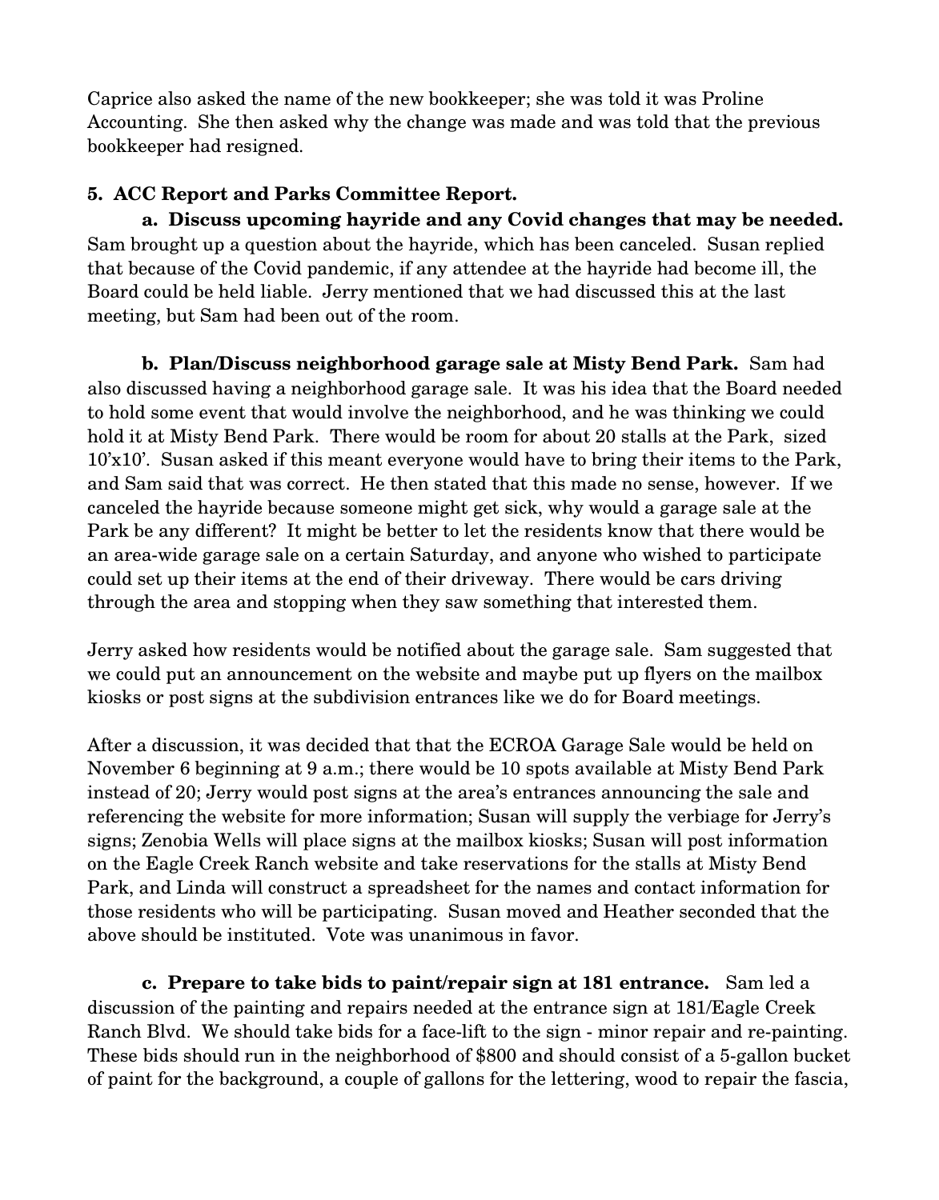Caprice also asked the name of the new bookkeeper; she was told it was Proline Accounting. She then asked why the change was made and was told that the previous bookkeeper had resigned.

**5. ACC Report and Parks Committee Report.**

**a. Discuss upcoming hayride and any Covid changes that may be needed.** Sam brought up a question about the hayride, which has been canceled. Susan replied that because of the Covid pandemic, if any attendee at the hayride had become ill, the Board could be held liable. Jerry mentioned that we had discussed this at the last meeting, but Sam had been out of the room.

**b. Plan/Discuss neighborhood garage sale at Misty Bend Park.** Sam had also discussed having a neighborhood garage sale. It was his idea that the Board needed to hold some event that would involve the neighborhood, and he was thinking we could hold it at Misty Bend Park. There would be room for about 20 stalls at the Park, sized 10'x10'. Susan asked if this meant everyone would have to bring their items to the Park, and Sam said that was correct. He then stated that this made no sense, however. If we canceled the hayride because someone might get sick, why would a garage sale at the Park be any different? It might be better to let the residents know that there would be an area-wide garage sale on a certain Saturday, and anyone who wished to participate could set up their items at the end of their driveway. There would be cars driving through the area and stopping when they saw something that interested them.

Jerry asked how residents would be notified about the garage sale. Sam suggested that we could put an announcement on the website and maybe put up flyers on the mailbox kiosks or post signs at the subdivision entrances like we do for Board meetings.

After a discussion, it was decided that that the ECROA Garage Sale would be held on November 6 beginning at 9 a.m.; there would be 10 spots available at Misty Bend Park instead of 20; Jerry would post signs at the area's entrances announcing the sale and referencing the website for more information; Susan will supply the verbiage for Jerry's signs; Zenobia Wells will place signs at the mailbox kiosks; Susan will post information on the Eagle Creek Ranch website and take reservations for the stalls at Misty Bend Park, and Linda will construct a spreadsheet for the names and contact information for those residents who will be participating. Susan moved and Heather seconded that the above should be instituted. Vote was unanimous in favor.

**c. Prepare to take bids to paint/repair sign at 181 entrance.** Sam led a discussion of the painting and repairs needed at the entrance sign at 181/Eagle Creek Ranch Blvd. We should take bids for a face-lift to the sign - minor repair and re-painting. These bids should run in the neighborhood of $800 and should consist of a 5-gallon bucket of paint for the background, a couple of gallons for the lettering, wood to repair the fascia,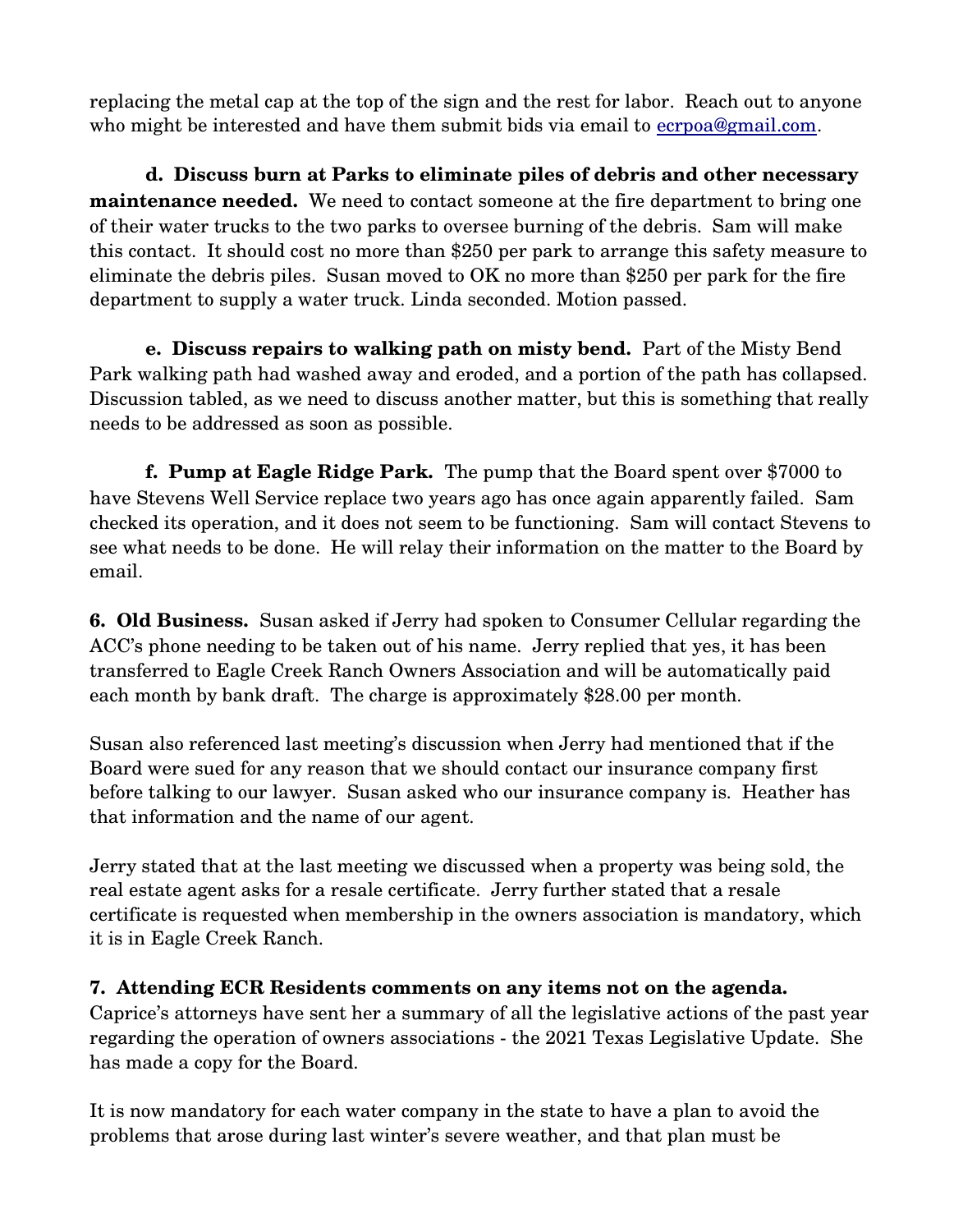replacing the metal cap at the top of the sign and the rest for labor. Reach out to anyone who might be interested and have them submit bids via email to ecrpoa@gmail.com.

**d. Discuss burn at Parks to eliminate piles of debris and other necessary maintenance needed.** We need to contact someone at the fire department to bring one of their water trucks to the two parks to oversee burning of the debris. Sam will make this contact. It should cost no more than $250 per park to arrange this safety measure to eliminate the debris piles. Susan moved to OK no more than $250 per park for the fire department to supply a water truck. Linda seconded. Motion passed.

**e. Discuss repairs to walking path on misty bend.** Part of the Misty Bend Park walking path had washed away and eroded, and a portion of the path has collapsed. Discussion tabled, as we need to discuss another matter, but this is something that really needs to be addressed as soon as possible.

**f. Pump at Eagle Ridge Park.** The pump that the Board spent over $7000 to have Stevens Well Service replace two years ago has once again apparently failed. Sam checked its operation, and it does not seem to be functioning. Sam will contact Stevens to see what needs to be done. He will relay their information on the matter to the Board by email.

**6. Old Business.** Susan asked if Jerry had spoken to Consumer Cellular regarding the ACC's phone needing to be taken out of his name. Jerry replied that yes, it has been transferred to Eagle Creek Ranch Owners Association and will be automatically paid each month by bank draft. The charge is approximately $28.00 per month.

Susan also referenced last meeting's discussion when Jerry had mentioned that if the Board were sued for any reason that we should contact our insurance company first before talking to our lawyer. Susan asked who our insurance company is. Heather has that information and the name of our agent.

Jerry stated that at the last meeting we discussed when a property was being sold, the real estate agent asks for a resale certificate. Jerry further stated that a resale certificate is requested when membership in the owners association is mandatory, which it is in Eagle Creek Ranch.

**7. Attending ECR Residents comments on any items not on the agenda.**
Caprice's attorneys have sent her a summary of all the legislative actions of the past year regarding the operation of owners associations - the 2021 Texas Legislative Update. She has made a copy for the Board.

It is now mandatory for each water company in the state to have a plan to avoid the problems that arose during last winter's severe weather, and that plan must be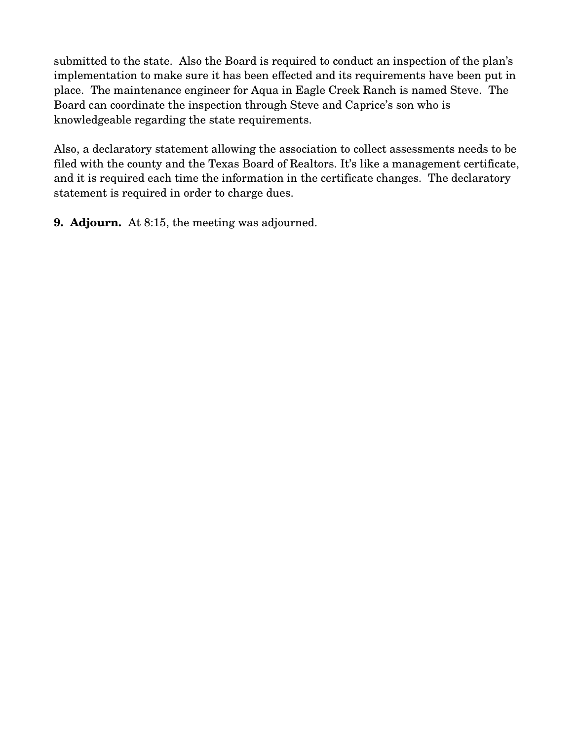submitted to the state. Also the Board is required to conduct an inspection of the plan's implementation to make sure it has been effected and its requirements have been put in place. The maintenance engineer for Aqua in Eagle Creek Ranch is named Steve. The Board can coordinate the inspection through Steve and Caprice's son who is knowledgeable regarding the state requirements.

Also, a declaratory statement allowing the association to collect assessments needs to be filed with the county and the Texas Board of Realtors. It's like a management certificate, and it is required each time the information in the certificate changes. The declaratory statement is required in order to charge dues.

**9. Adjourn.** At 8:15, the meeting was adjourned.